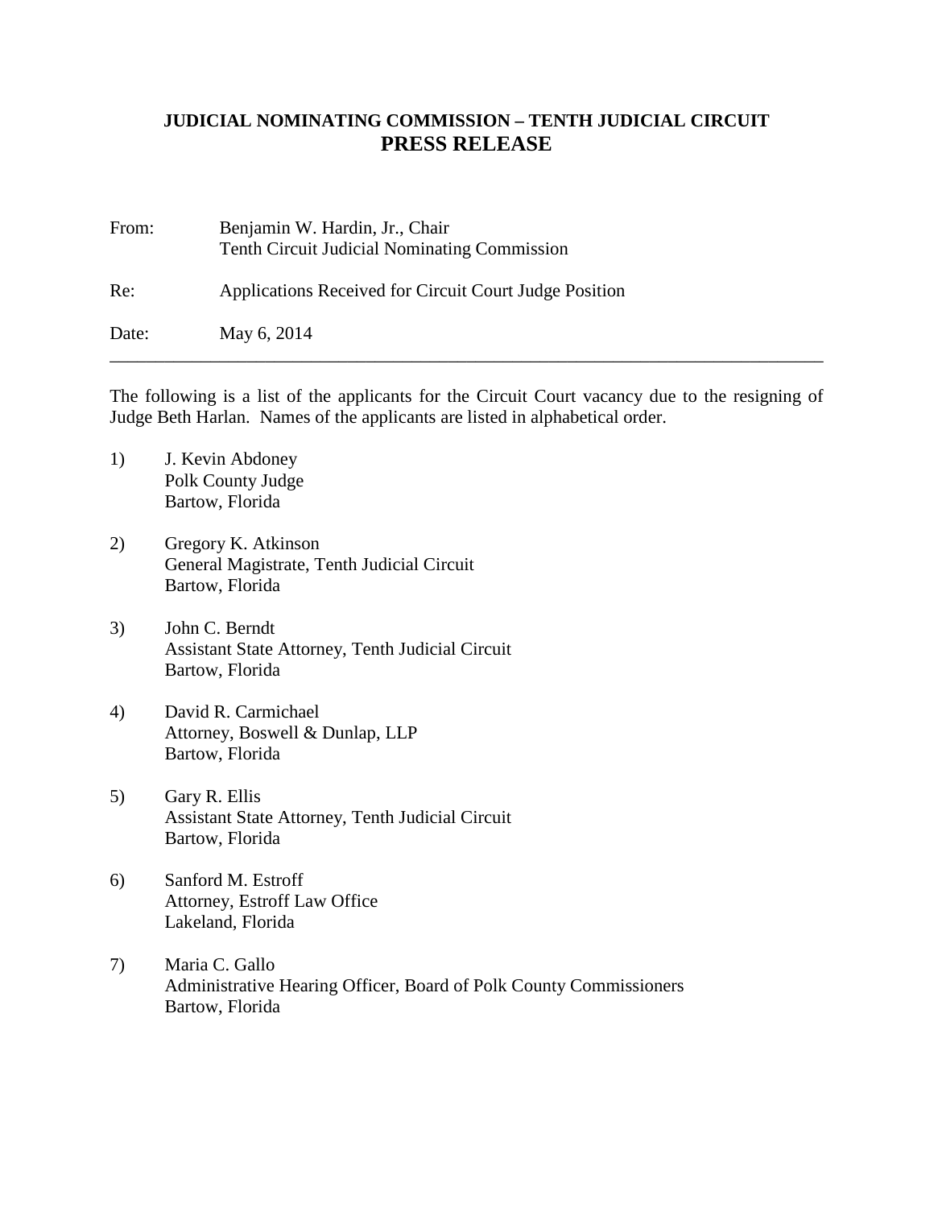**JUDICIAL NOMINATING COMMISSION – TENTH JUDICIAL CIRCUIT**

# PRESS RELEASE

From: Benjamin W. Hardin, Jr., Chair
Tenth Circuit Judicial Nominating Commission

Re: Applications Received for Circuit Court Judge Position

Date: May 6, 2014

---

The following is a list of the applicants for the Circuit Court vacancy due to the resigning of Judge Beth Harlan. Names of the applicants are listed in alphabetical order.

1) J. Kevin Abdoney
Polk County Judge
Bartow, Florida

2) Gregory K. Atkinson
General Magistrate, Tenth Judicial Circuit
Bartow, Florida

3) John C. Berndt
Assistant State Attorney, Tenth Judicial Circuit
Bartow, Florida

4) David R. Carmichael
Attorney, Boswell & Dunlap, LLP
Bartow, Florida

5) Gary R. Ellis
Assistant State Attorney, Tenth Judicial Circuit
Bartow, Florida

6) Sanford M. Estroff
Attorney, Estroff Law Office
Lakeland, Florida

7) Maria C. Gallo
Administrative Hearing Officer, Board of Polk County Commissioners
Bartow, Florida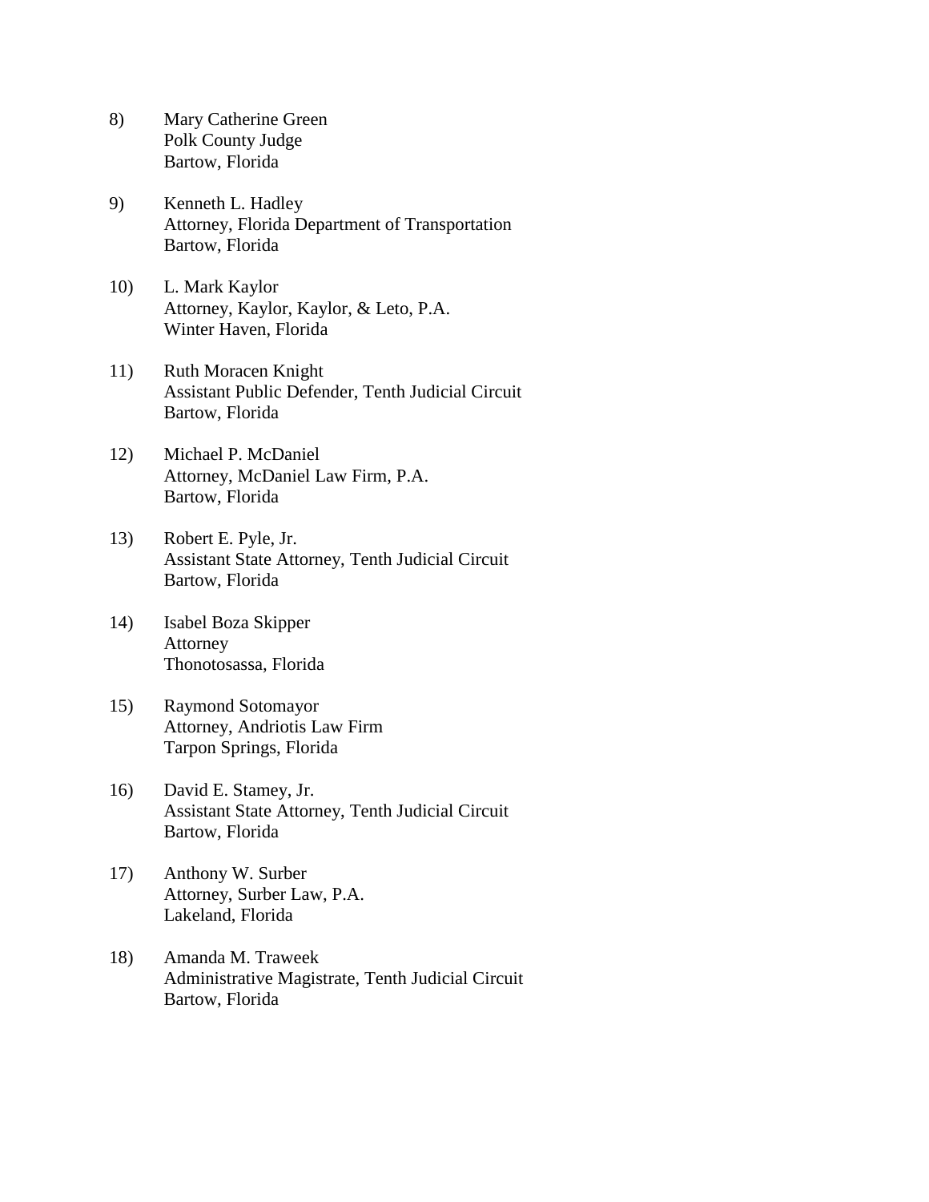8) Mary Catherine Green  
Polk County Judge  
Bartow, Florida

9) Kenneth L. Hadley  
Attorney, Florida Department of Transportation  
Bartow, Florida

10) L. Mark Kaylor  
Attorney, Kaylor, Kaylor, & Leto, P.A.  
Winter Haven, Florida

11) Ruth Moracen Knight  
Assistant Public Defender, Tenth Judicial Circuit  
Bartow, Florida

12) Michael P. McDaniel  
Attorney, McDaniel Law Firm, P.A.  
Bartow, Florida

13) Robert E. Pyle, Jr.  
Assistant State Attorney, Tenth Judicial Circuit  
Bartow, Florida

14) Isabel Boza Skipper  
Attorney  
Thonotosassa, Florida

15) Raymond Sotomayor  
Attorney, Andriotis Law Firm  
Tarpon Springs, Florida

16) David E. Stamey, Jr.  
Assistant State Attorney, Tenth Judicial Circuit  
Bartow, Florida

17) Anthony W. Surber  
Attorney, Surber Law, P.A.  
Lakeland, Florida

18) Amanda M. Traweek  
Administrative Magistrate, Tenth Judicial Circuit  
Bartow, Florida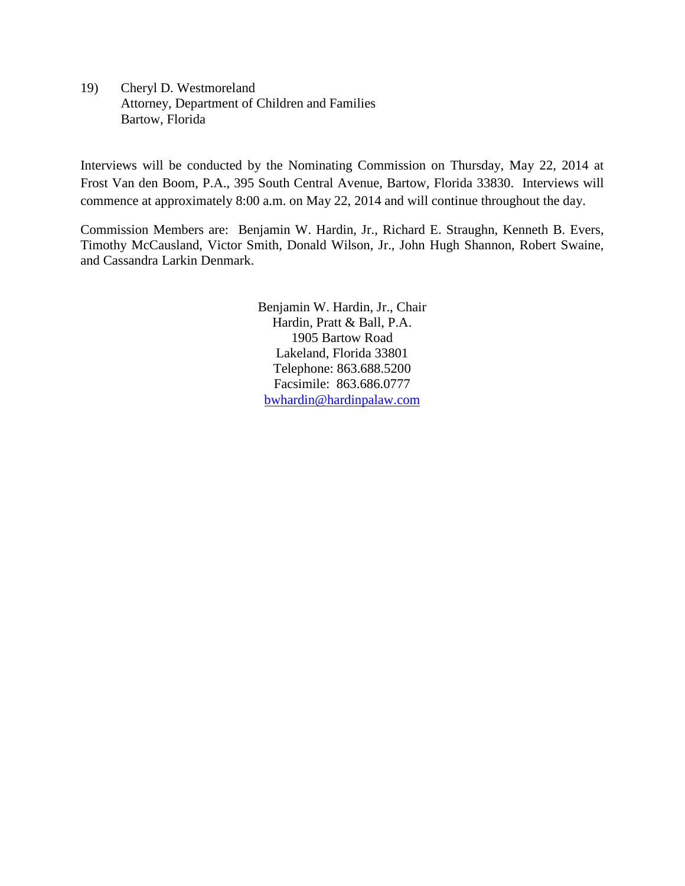19) Cheryl D. Westmoreland
Attorney, Department of Children and Families
Bartow, Florida

Interviews will be conducted by the Nominating Commission on Thursday, May 22, 2014 at Frost Van den Boom, P.A., 395 South Central Avenue, Bartow, Florida 33830. Interviews will commence at approximately 8:00 a.m. on May 22, 2014 and will continue throughout the day.

Commission Members are: Benjamin W. Hardin, Jr., Richard E. Straughn, Kenneth B. Evers, Timothy McCausland, Victor Smith, Donald Wilson, Jr., John Hugh Shannon, Robert Swaine, and Cassandra Larkin Denmark.

Benjamin W. Hardin, Jr., Chair
Hardin, Pratt & Ball, P.A.
1905 Bartow Road
Lakeland, Florida 33801
Telephone: 863.688.5200
Facsimile: 863.686.0777
bwhardin@hardinpalaw.com